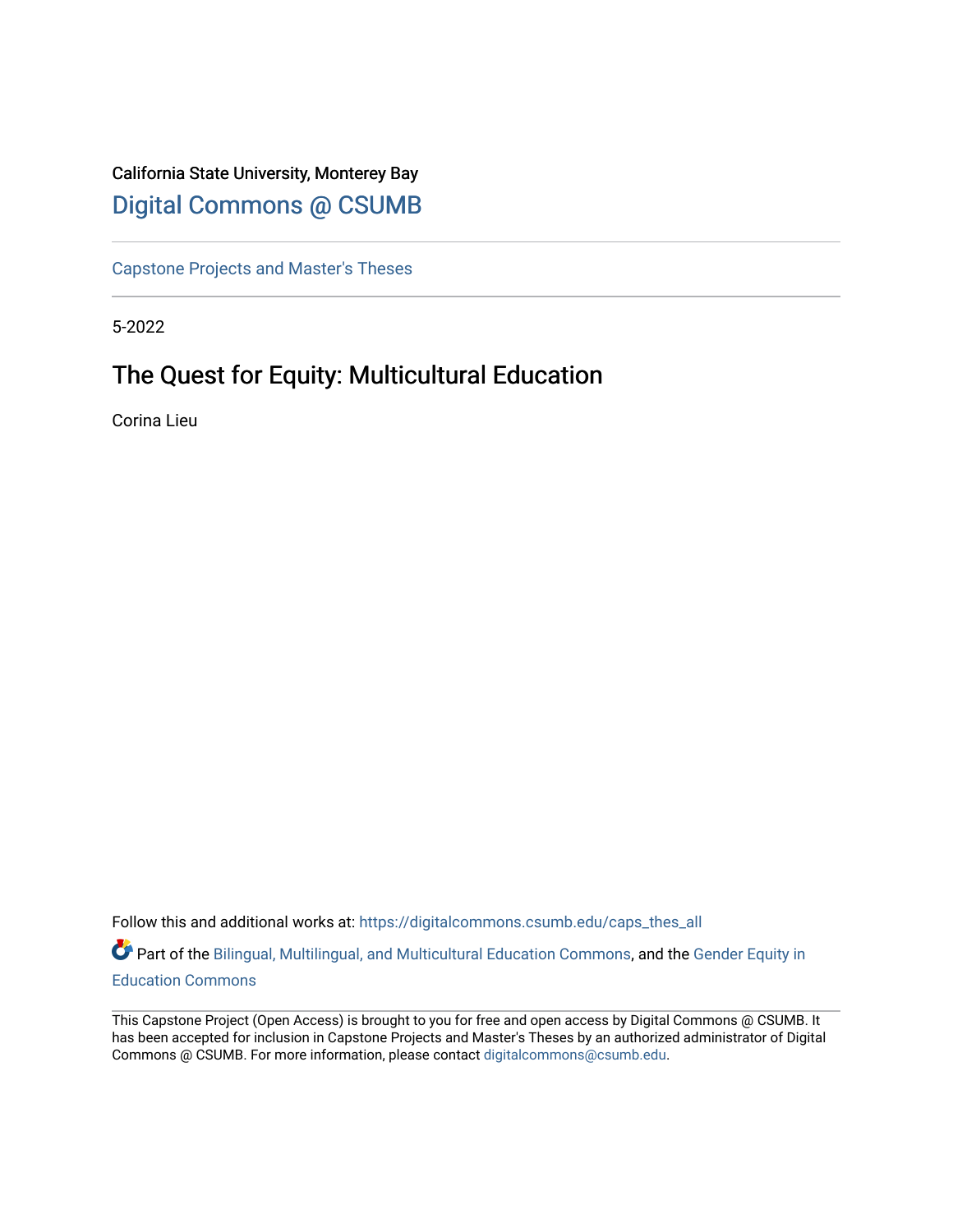California State University, Monterey Bay

# Digital Commons @ CSUMB

Capstone Projects and Master's Theses

5-2022

## The Quest for Equity: Multicultural Education

Corina Lieu

Follow this and additional works at: https://digitalcommons.csumb.edu/caps_thes_all

Part of the Bilingual, Multilingual, and Multicultural Education Commons, and the Gender Equity in Education Commons

This Capstone Project (Open Access) is brought to you for free and open access by Digital Commons @ CSUMB. It has been accepted for inclusion in Capstone Projects and Master's Theses by an authorized administrator of Digital Commons @ CSUMB. For more information, please contact digitalcommons@csumb.edu.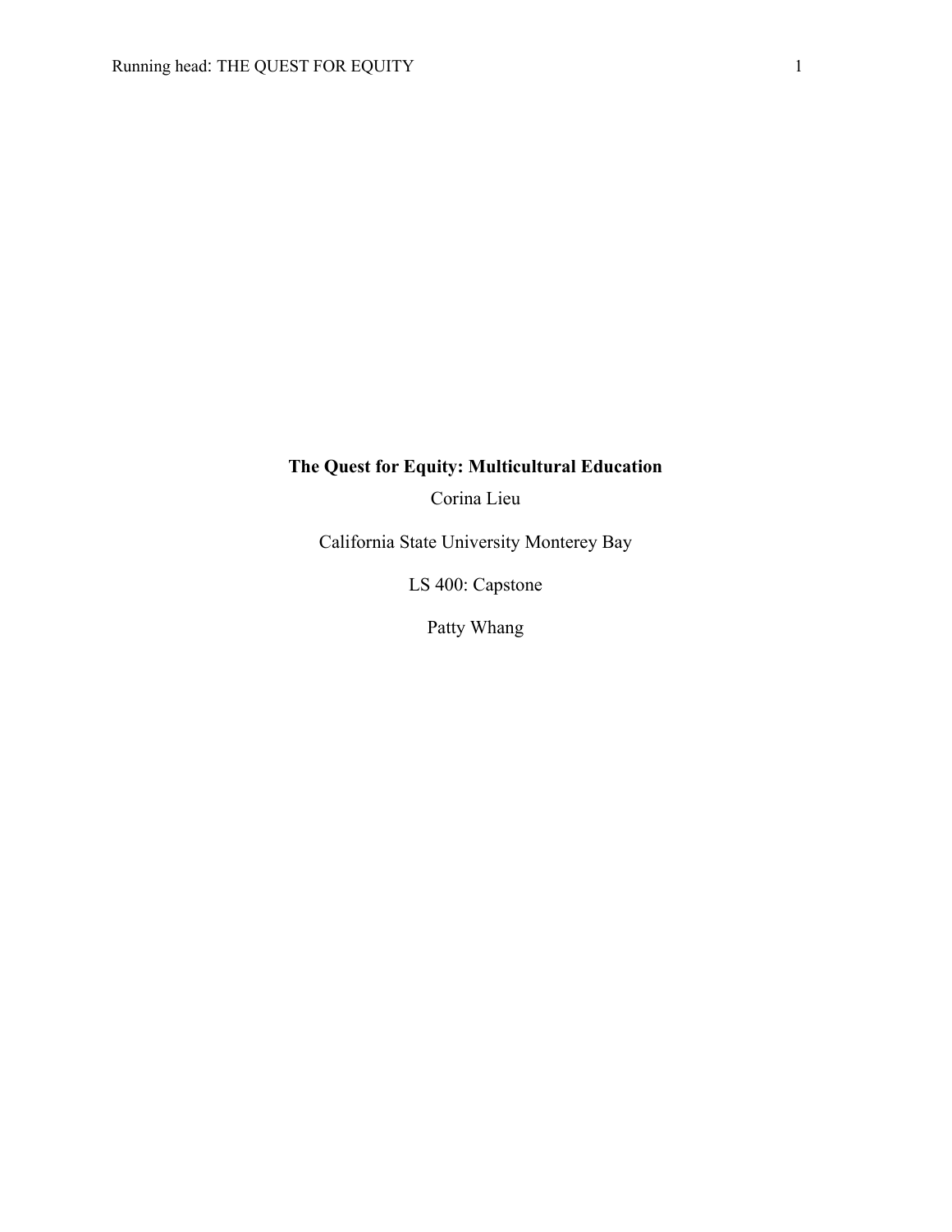# The Quest for Equity: Multicultural Education

Corina Lieu

California State University Monterey Bay

LS 400: Capstone

Patty Whang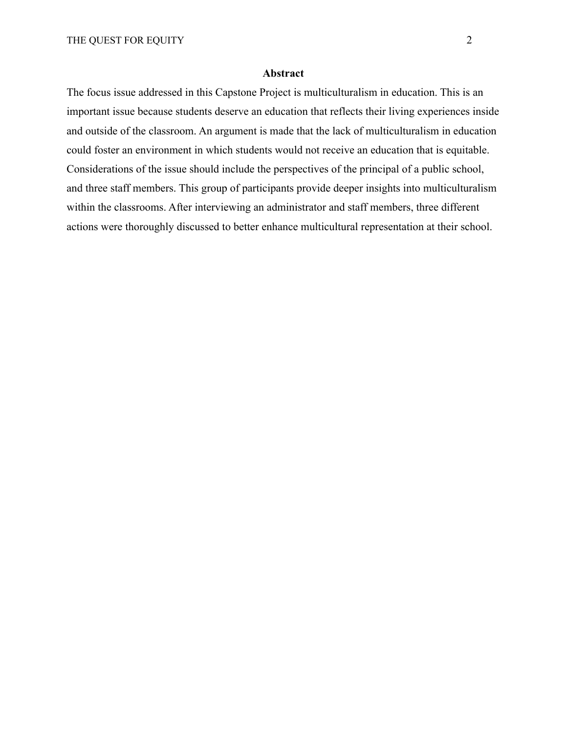## Abstract

The focus issue addressed in this Capstone Project is multiculturalism in education. This is an important issue because students deserve an education that reflects their living experiences inside and outside of the classroom. An argument is made that the lack of multiculturalism in education could foster an environment in which students would not receive an education that is equitable. Considerations of the issue should include the perspectives of the principal of a public school, and three staff members. This group of participants provide deeper insights into multiculturalism within the classrooms. After interviewing an administrator and staff members, three different actions were thoroughly discussed to better enhance multicultural representation at their school.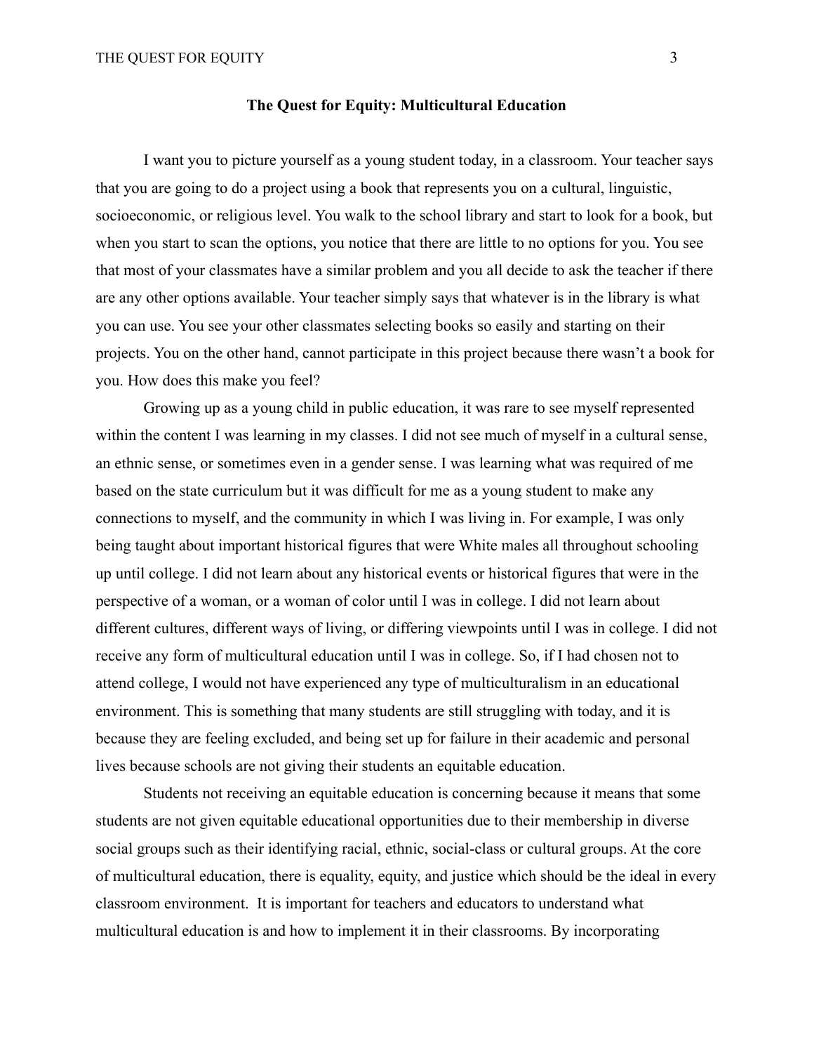## The Quest for Equity: Multicultural Education

I want you to picture yourself as a young student today, in a classroom. Your teacher says that you are going to do a project using a book that represents you on a cultural, linguistic, socioeconomic, or religious level. You walk to the school library and start to look for a book, but when you start to scan the options, you notice that there are little to no options for you. You see that most of your classmates have a similar problem and you all decide to ask the teacher if there are any other options available. Your teacher simply says that whatever is in the library is what you can use. You see your other classmates selecting books so easily and starting on their projects. You on the other hand, cannot participate in this project because there wasn't a book for you. How does this make you feel?

Growing up as a young child in public education, it was rare to see myself represented within the content I was learning in my classes. I did not see much of myself in a cultural sense, an ethnic sense, or sometimes even in a gender sense. I was learning what was required of me based on the state curriculum but it was difficult for me as a young student to make any connections to myself, and the community in which I was living in. For example, I was only being taught about important historical figures that were White males all throughout schooling up until college. I did not learn about any historical events or historical figures that were in the perspective of a woman, or a woman of color until I was in college. I did not learn about different cultures, different ways of living, or differing viewpoints until I was in college. I did not receive any form of multicultural education until I was in college. So, if I had chosen not to attend college, I would not have experienced any type of multiculturalism in an educational environment. This is something that many students are still struggling with today, and it is because they are feeling excluded, and being set up for failure in their academic and personal lives because schools are not giving their students an equitable education.

Students not receiving an equitable education is concerning because it means that some students are not given equitable educational opportunities due to their membership in diverse social groups such as their identifying racial, ethnic, social-class or cultural groups. At the core of multicultural education, there is equality, equity, and justice which should be the ideal in every classroom environment. It is important for teachers and educators to understand what multicultural education is and how to implement it in their classrooms. By incorporating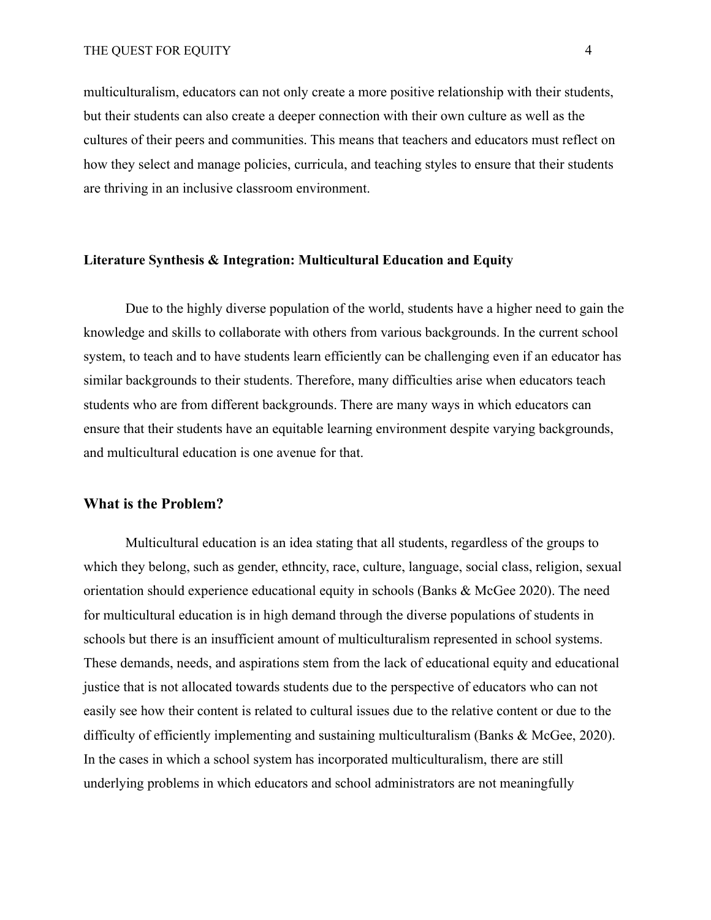multiculturalism, educators can not only create a more positive relationship with their students, but their students can also create a deeper connection with their own culture as well as the cultures of their peers and communities. This means that teachers and educators must reflect on how they select and manage policies, curricula, and teaching styles to ensure that their students are thriving in an inclusive classroom environment.

**Literature Synthesis & Integration: Multicultural Education and Equity**

Due to the highly diverse population of the world, students have a higher need to gain the knowledge and skills to collaborate with others from various backgrounds. In the current school system, to teach and to have students learn efficiently can be challenging even if an educator has similar backgrounds to their students. Therefore, many difficulties arise when educators teach students who are from different backgrounds. There are many ways in which educators can ensure that their students have an equitable learning environment despite varying backgrounds, and multicultural education is one avenue for that.

## What is the Problem?

Multicultural education is an idea stating that all students, regardless of the groups to which they belong, such as gender, ethncity, race, culture, language, social class, religion, sexual orientation should experience educational equity in schools (Banks & McGee 2020). The need for multicultural education is in high demand through the diverse populations of students in schools but there is an insufficient amount of multiculturalism represented in school systems. These demands, needs, and aspirations stem from the lack of educational equity and educational justice that is not allocated towards students due to the perspective of educators who can not easily see how their content is related to cultural issues due to the relative content or due to the difficulty of efficiently implementing and sustaining multiculturalism (Banks & McGee, 2020). In the cases in which a school system has incorporated multiculturalism, there are still underlying problems in which educators and school administrators are not meaningfully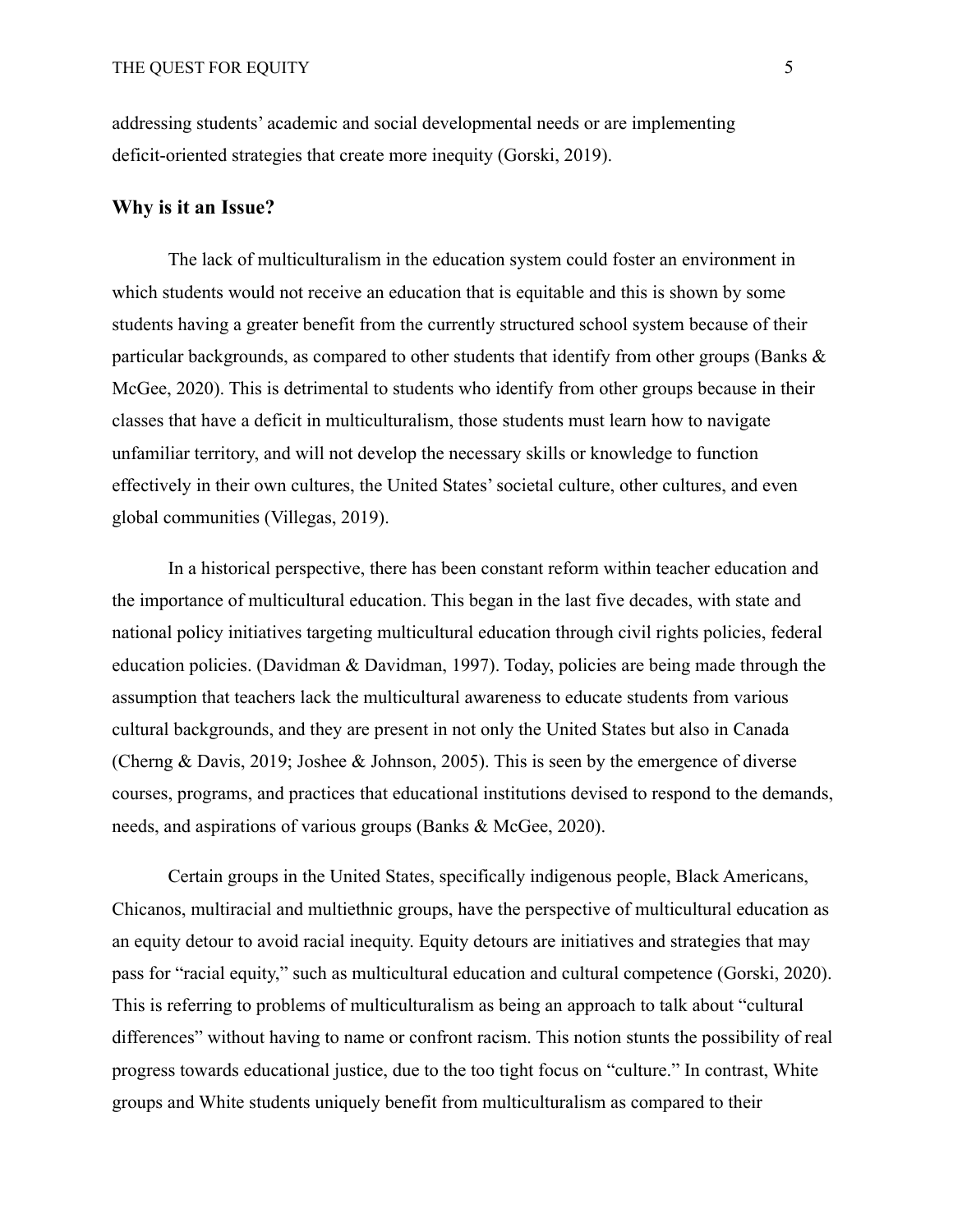addressing students' academic and social developmental needs or are implementing deficit-oriented strategies that create more inequity (Gorski, 2019).

## Why is it an Issue?

The lack of multiculturalism in the education system could foster an environment in which students would not receive an education that is equitable and this is shown by some students having a greater benefit from the currently structured school system because of their particular backgrounds, as compared to other students that identify from other groups (Banks & McGee, 2020). This is detrimental to students who identify from other groups because in their classes that have a deficit in multiculturalism, those students must learn how to navigate unfamiliar territory, and will not develop the necessary skills or knowledge to function effectively in their own cultures, the United States' societal culture, other cultures, and even global communities (Villegas, 2019).

In a historical perspective, there has been constant reform within teacher education and the importance of multicultural education. This began in the last five decades, with state and national policy initiatives targeting multicultural education through civil rights policies, federal education policies. (Davidman & Davidman, 1997). Today, policies are being made through the assumption that teachers lack the multicultural awareness to educate students from various cultural backgrounds, and they are present in not only the United States but also in Canada (Cherng & Davis, 2019; Joshee & Johnson, 2005). This is seen by the emergence of diverse courses, programs, and practices that educational institutions devised to respond to the demands, needs, and aspirations of various groups (Banks & McGee, 2020).

Certain groups in the United States, specifically indigenous people, Black Americans, Chicanos, multiracial and multiethnic groups, have the perspective of multicultural education as an equity detour to avoid racial inequity. Equity detours are initiatives and strategies that may pass for "racial equity," such as multicultural education and cultural competence (Gorski, 2020). This is referring to problems of multiculturalism as being an approach to talk about "cultural differences" without having to name or confront racism. This notion stunts the possibility of real progress towards educational justice, due to the too tight focus on "culture." In contrast, White groups and White students uniquely benefit from multiculturalism as compared to their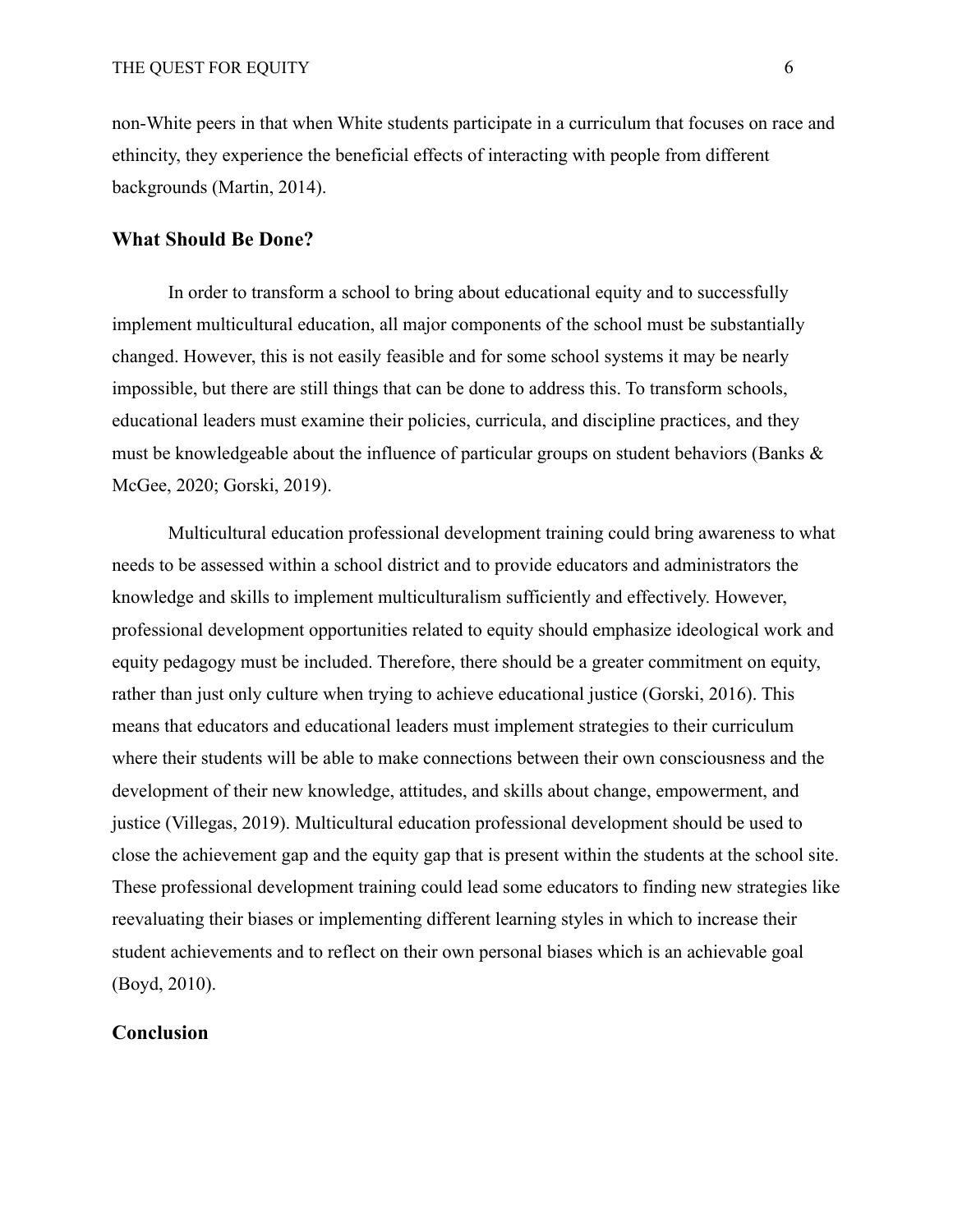non-White peers in that when White students participate in a curriculum that focuses on race and ethincity, they experience the beneficial effects of interacting with people from different backgrounds (Martin, 2014).

## What Should Be Done?

In order to transform a school to bring about educational equity and to successfully implement multicultural education, all major components of the school must be substantially changed. However, this is not easily feasible and for some school systems it may be nearly impossible, but there are still things that can be done to address this. To transform schools, educational leaders must examine their policies, curricula, and discipline practices, and they must be knowledgeable about the influence of particular groups on student behaviors (Banks & McGee, 2020; Gorski, 2019).

Multicultural education professional development training could bring awareness to what needs to be assessed within a school district and to provide educators and administrators the knowledge and skills to implement multiculturalism sufficiently and effectively. However, professional development opportunities related to equity should emphasize ideological work and equity pedagogy must be included. Therefore, there should be a greater commitment on equity, rather than just only culture when trying to achieve educational justice (Gorski, 2016). This means that educators and educational leaders must implement strategies to their curriculum where their students will be able to make connections between their own consciousness and the development of their new knowledge, attitudes, and skills about change, empowerment, and justice (Villegas, 2019). Multicultural education professional development should be used to close the achievement gap and the equity gap that is present within the students at the school site. These professional development training could lead some educators to finding new strategies like reevaluating their biases or implementing different learning styles in which to increase their student achievements and to reflect on their own personal biases which is an achievable goal (Boyd, 2010).

## Conclusion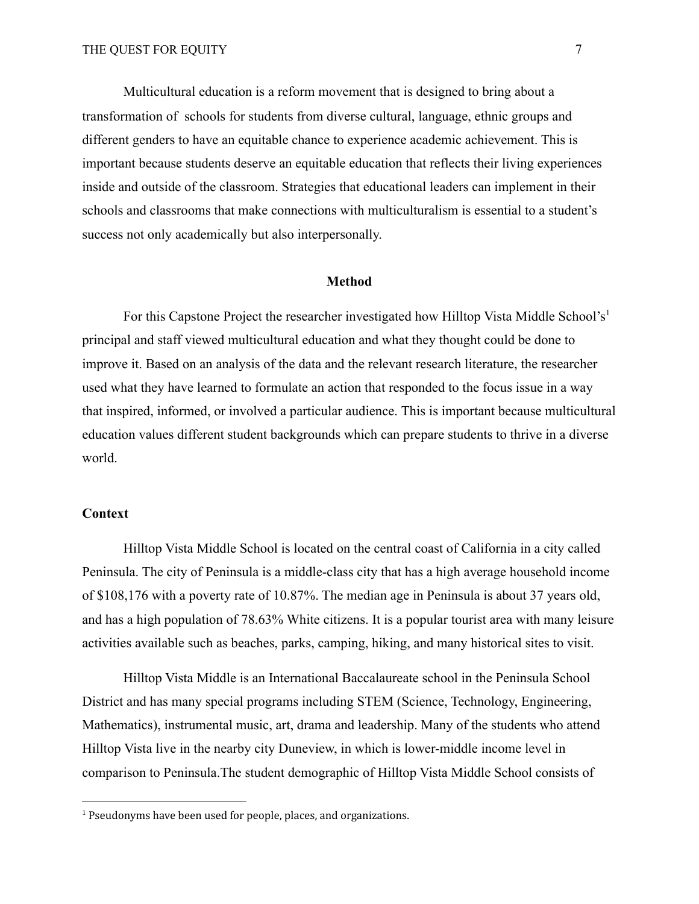Multicultural education is a reform movement that is designed to bring about a transformation of  schools for students from diverse cultural, language, ethnic groups and different genders to have an equitable chance to experience academic achievement. This is important because students deserve an equitable education that reflects their living experiences inside and outside of the classroom. Strategies that educational leaders can implement in their schools and classrooms that make connections with multiculturalism is essential to a student's success not only academically but also interpersonally.

## Method

For this Capstone Project the researcher investigated how Hilltop Vista Middle School's[1] principal and staff viewed multicultural education and what they thought could be done to improve it. Based on an analysis of the data and the relevant research literature, the researcher used what they have learned to formulate an action that responded to the focus issue in a way that inspired, informed, or involved a particular audience. This is important because multicultural education values different student backgrounds which can prepare students to thrive in a diverse world.

### Context

Hilltop Vista Middle School is located on the central coast of California in a city called Peninsula. The city of Peninsula is a middle-class city that has a high average household income of $108,176 with a poverty rate of 10.87%. The median age in Peninsula is about 37 years old, and has a high population of 78.63% White citizens. It is a popular tourist area with many leisure activities available such as beaches, parks, camping, hiking, and many historical sites to visit.

Hilltop Vista Middle is an International Baccalaureate school in the Peninsula School District and has many special programs including STEM (Science, Technology, Engineering, Mathematics), instrumental music, art, drama and leadership. Many of the students who attend Hilltop Vista live in the nearby city Duneview, in which is lower-middle income level in comparison to Peninsula.The student demographic of Hilltop Vista Middle School consists of

[1] Pseudonyms have been used for people, places, and organizations.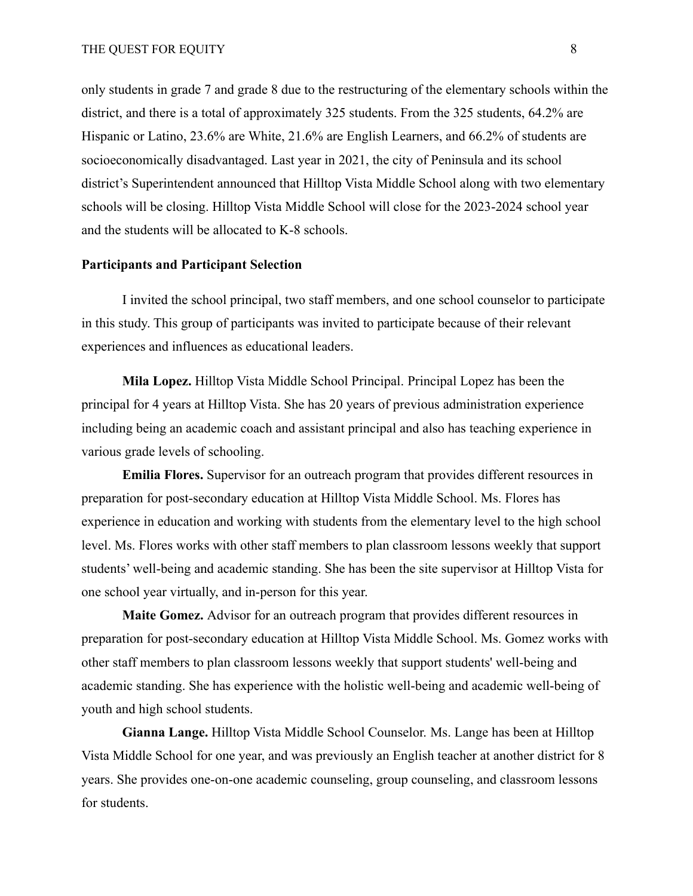only students in grade 7 and grade 8 due to the restructuring of the elementary schools within the district, and there is a total of approximately 325 students. From the 325 students, 64.2% are Hispanic or Latino, 23.6% are White, 21.6% are English Learners, and 66.2% of students are socioeconomically disadvantaged. Last year in 2021, the city of Peninsula and its school district's Superintendent announced that Hilltop Vista Middle School along with two elementary schools will be closing. Hilltop Vista Middle School will close for the 2023-2024 school year and the students will be allocated to K-8 schools.

## Participants and Participant Selection

I invited the school principal, two staff members, and one school counselor to participate in this study. This group of participants was invited to participate because of their relevant experiences and influences as educational leaders.

**Mila Lopez.** Hilltop Vista Middle School Principal. Principal Lopez has been the principal for 4 years at Hilltop Vista. She has 20 years of previous administration experience including being an academic coach and assistant principal and also has teaching experience in various grade levels of schooling.

**Emilia Flores.** Supervisor for an outreach program that provides different resources in preparation for post-secondary education at Hilltop Vista Middle School. Ms. Flores has experience in education and working with students from the elementary level to the high school level. Ms. Flores works with other staff members to plan classroom lessons weekly that support students' well-being and academic standing. She has been the site supervisor at Hilltop Vista for one school year virtually, and in-person for this year.

**Maite Gomez.** Advisor for an outreach program that provides different resources in preparation for post-secondary education at Hilltop Vista Middle School. Ms. Gomez works with other staff members to plan classroom lessons weekly that support students' well-being and academic standing. She has experience with the holistic well-being and academic well-being of youth and high school students.

**Gianna Lange.** Hilltop Vista Middle School Counselor. Ms. Lange has been at Hilltop Vista Middle School for one year, and was previously an English teacher at another district for 8 years. She provides one-on-one academic counseling, group counseling, and classroom lessons for students.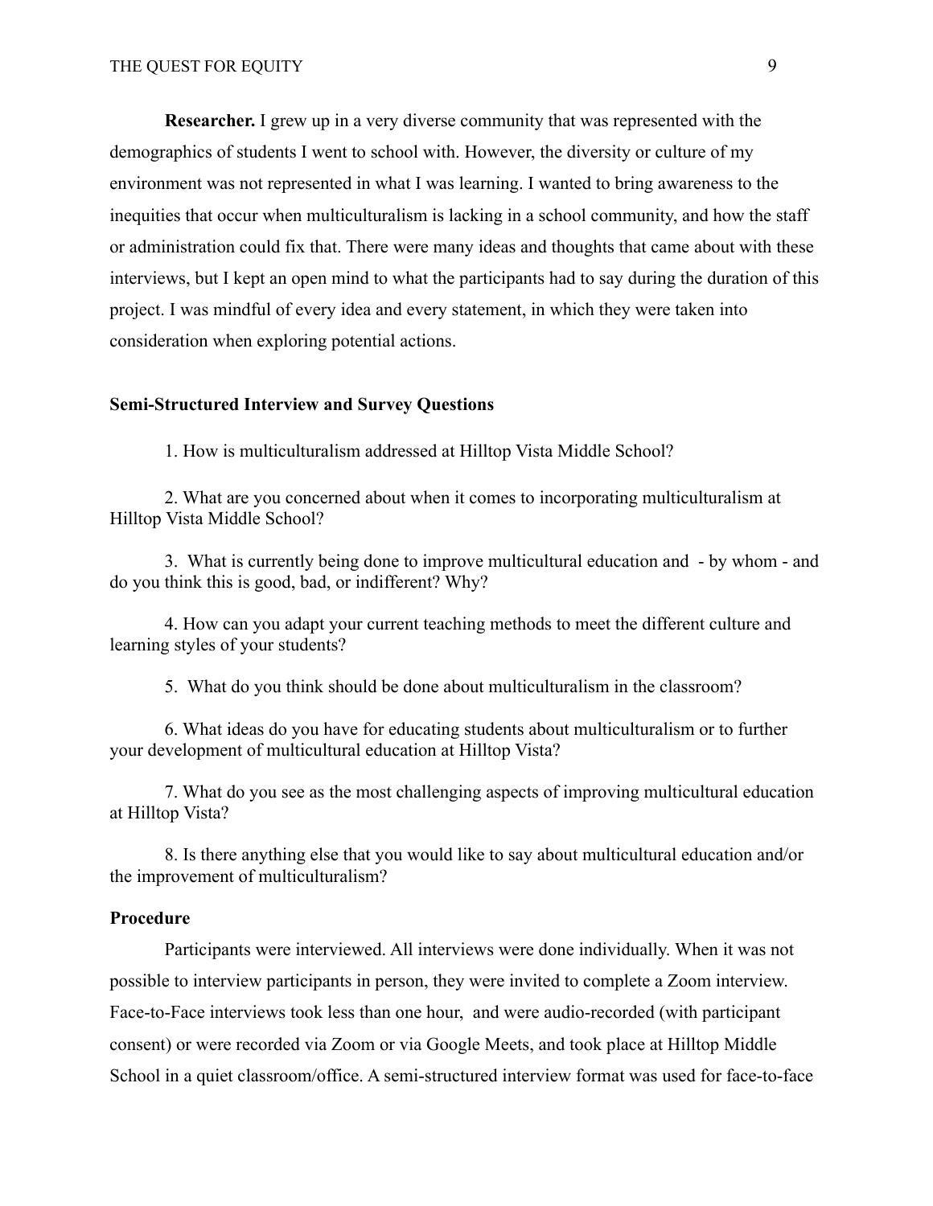**Researcher.** I grew up in a very diverse community that was represented with the demographics of students I went to school with. However, the diversity or culture of my environment was not represented in what I was learning. I wanted to bring awareness to the inequities that occur when multiculturalism is lacking in a school community, and how the staff or administration could fix that. There were many ideas and thoughts that came about with these interviews, but I kept an open mind to what the participants had to say during the duration of this project. I was mindful of every idea and every statement, in which they were taken into consideration when exploring potential actions.

### Semi-Structured Interview and Survey Questions

1. How is multiculturalism addressed at Hilltop Vista Middle School?

2. What are you concerned about when it comes to incorporating multiculturalism at Hilltop Vista Middle School?

3. What is currently being done to improve multicultural education and - by whom - and do you think this is good, bad, or indifferent? Why?

4. How can you adapt your current teaching methods to meet the different culture and learning styles of your students?

5. What do you think should be done about multiculturalism in the classroom?

6. What ideas do you have for educating students about multiculturalism or to further your development of multicultural education at Hilltop Vista?

7. What do you see as the most challenging aspects of improving multicultural education at Hilltop Vista?

8. Is there anything else that you would like to say about multicultural education and/or the improvement of multiculturalism?

### Procedure

Participants were interviewed. All interviews were done individually. When it was not possible to interview participants in person, they were invited to complete a Zoom interview. Face-to-Face interviews took less than one hour, and were audio-recorded (with participant consent) or were recorded via Zoom or via Google Meets, and took place at Hilltop Middle School in a quiet classroom/office. A semi-structured interview format was used for face-to-face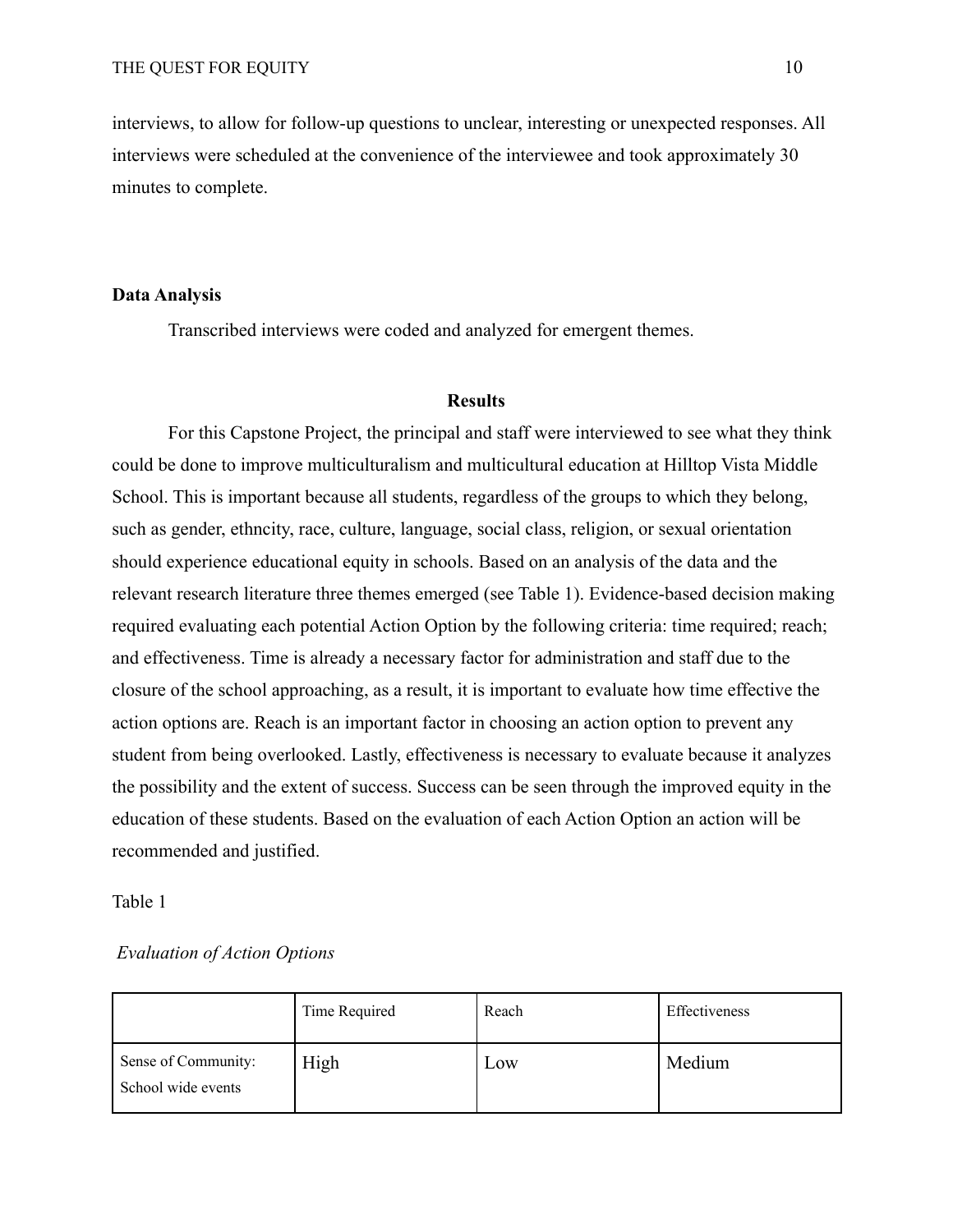interviews, to allow for follow-up questions to unclear, interesting or unexpected responses. All interviews were scheduled at the convenience of the interviewee and took approximately 30 minutes to complete.

**Data Analysis**

Transcribed interviews were coded and analyzed for emergent themes.

## Results

For this Capstone Project, the principal and staff were interviewed to see what they think could be done to improve multiculturalism and multicultural education at Hilltop Vista Middle School. This is important because all students, regardless of the groups to which they belong, such as gender, ethncity, race, culture, language, social class, religion, or sexual orientation should experience educational equity in schools. Based on an analysis of the data and the relevant research literature three themes emerged (see Table 1). Evidence-based decision making required evaluating each potential Action Option by the following criteria: time required; reach; and effectiveness. Time is already a necessary factor for administration and staff due to the closure of the school approaching, as a result, it is important to evaluate how time effective the action options are. Reach is an important factor in choosing an action option to prevent any student from being overlooked. Lastly, effectiveness is necessary to evaluate because it analyzes the possibility and the extent of success. Success can be seen through the improved equity in the education of these students. Based on the evaluation of each Action Option an action will be recommended and justified.

Table 1

*Evaluation of Action Options*

| | Time Required | Reach | Effectiveness |
|---|---|---|---|
| Sense of Community: School wide events | High | Low | Medium |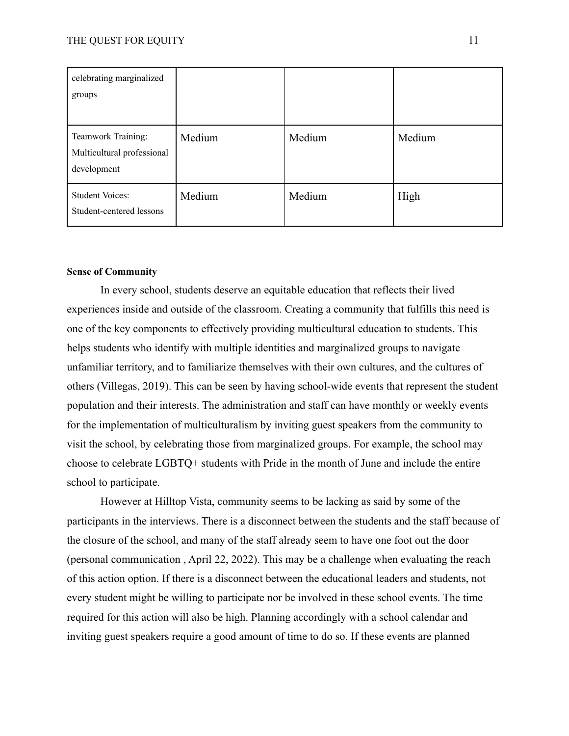| | | | |
|---|---|---|---|
| celebrating marginalized groups | | | |
| Teamwork Training: Multicultural professional development | Medium | Medium | Medium |
| Student Voices: Student-centered lessons | Medium | Medium | High |

**Sense of Community**

In every school, students deserve an equitable education that reflects their lived experiences inside and outside of the classroom. Creating a community that fulfills this need is one of the key components to effectively providing multicultural education to students. This helps students who identify with multiple identities and marginalized groups to navigate unfamiliar territory, and to familiarize themselves with their own cultures, and the cultures of others (Villegas, 2019). This can be seen by having school-wide events that represent the student population and their interests. The administration and staff can have monthly or weekly events for the implementation of multiculturalism by inviting guest speakers from the community to visit the school, by celebrating those from marginalized groups. For example, the school may choose to celebrate LGBTQ+ students with Pride in the month of June and include the entire school to participate.

However at Hilltop Vista, community seems to be lacking as said by some of the participants in the interviews. There is a disconnect between the students and the staff because of the closure of the school, and many of the staff already seem to have one foot out the door (personal communication , April 22, 2022). This may be a challenge when evaluating the reach of this action option. If there is a disconnect between the educational leaders and students, not every student might be willing to participate nor be involved in these school events. The time required for this action will also be high. Planning accordingly with a school calendar and inviting guest speakers require a good amount of time to do so. If these events are planned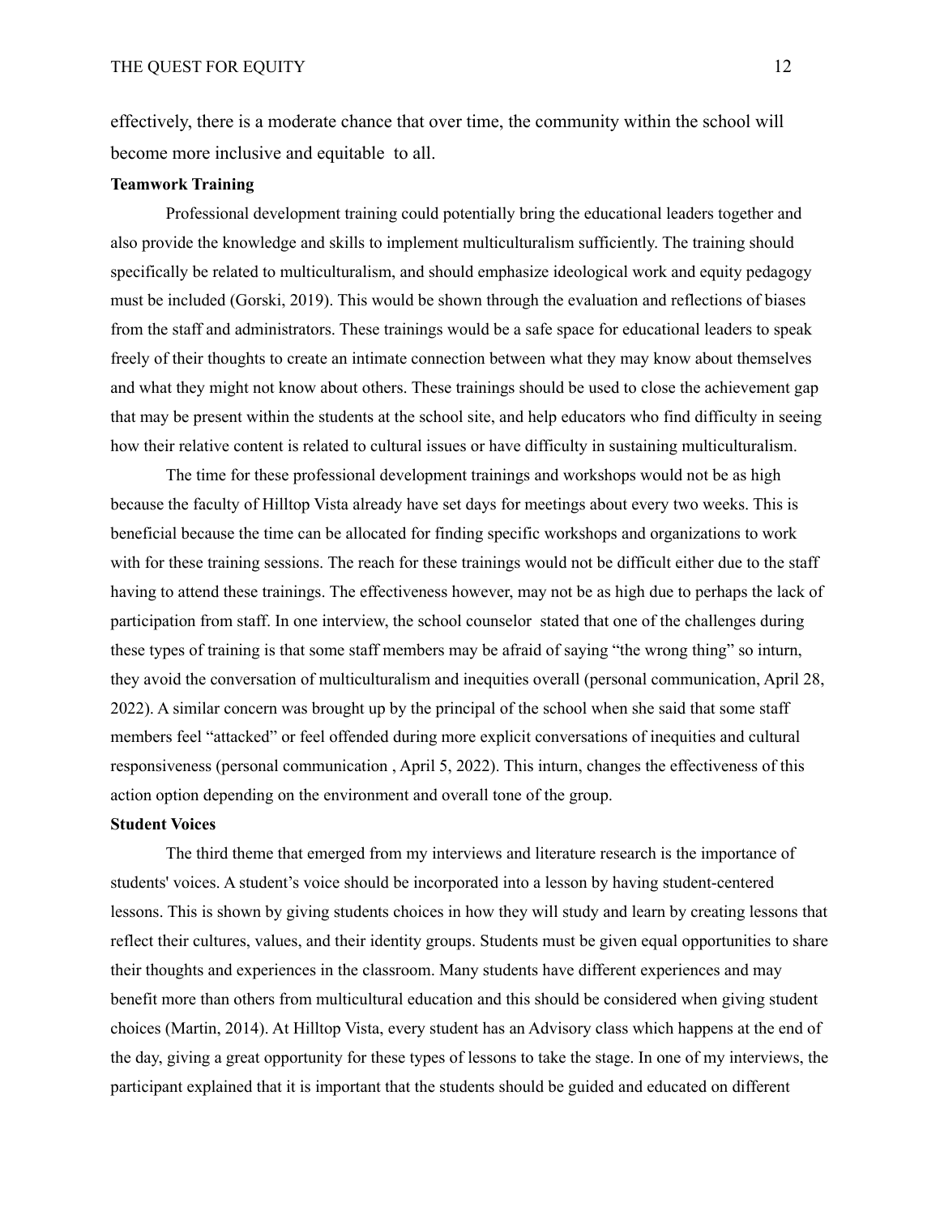effectively, there is a moderate chance that over time, the community within the school will become more inclusive and equitable to all.

**Teamwork Training**

Professional development training could potentially bring the educational leaders together and also provide the knowledge and skills to implement multiculturalism sufficiently. The training should specifically be related to multiculturalism, and should emphasize ideological work and equity pedagogy must be included (Gorski, 2019). This would be shown through the evaluation and reflections of biases from the staff and administrators. These trainings would be a safe space for educational leaders to speak freely of their thoughts to create an intimate connection between what they may know about themselves and what they might not know about others. These trainings should be used to close the achievement gap that may be present within the students at the school site, and help educators who find difficulty in seeing how their relative content is related to cultural issues or have difficulty in sustaining multiculturalism.

The time for these professional development trainings and workshops would not be as high because the faculty of Hilltop Vista already have set days for meetings about every two weeks. This is beneficial because the time can be allocated for finding specific workshops and organizations to work with for these training sessions. The reach for these trainings would not be difficult either due to the staff having to attend these trainings. The effectiveness however, may not be as high due to perhaps the lack of participation from staff. In one interview, the school counselor stated that one of the challenges during these types of training is that some staff members may be afraid of saying "the wrong thing" so inturn, they avoid the conversation of multiculturalism and inequities overall (personal communication, April 28, 2022). A similar concern was brought up by the principal of the school when she said that some staff members feel "attacked" or feel offended during more explicit conversations of inequities and cultural responsiveness (personal communication , April 5, 2022). This inturn, changes the effectiveness of this action option depending on the environment and overall tone of the group.

**Student Voices**

The third theme that emerged from my interviews and literature research is the importance of students' voices. A student's voice should be incorporated into a lesson by having student-centered lessons. This is shown by giving students choices in how they will study and learn by creating lessons that reflect their cultures, values, and their identity groups. Students must be given equal opportunities to share their thoughts and experiences in the classroom. Many students have different experiences and may benefit more than others from multicultural education and this should be considered when giving student choices (Martin, 2014). At Hilltop Vista, every student has an Advisory class which happens at the end of the day, giving a great opportunity for these types of lessons to take the stage. In one of my interviews, the participant explained that it is important that the students should be guided and educated on different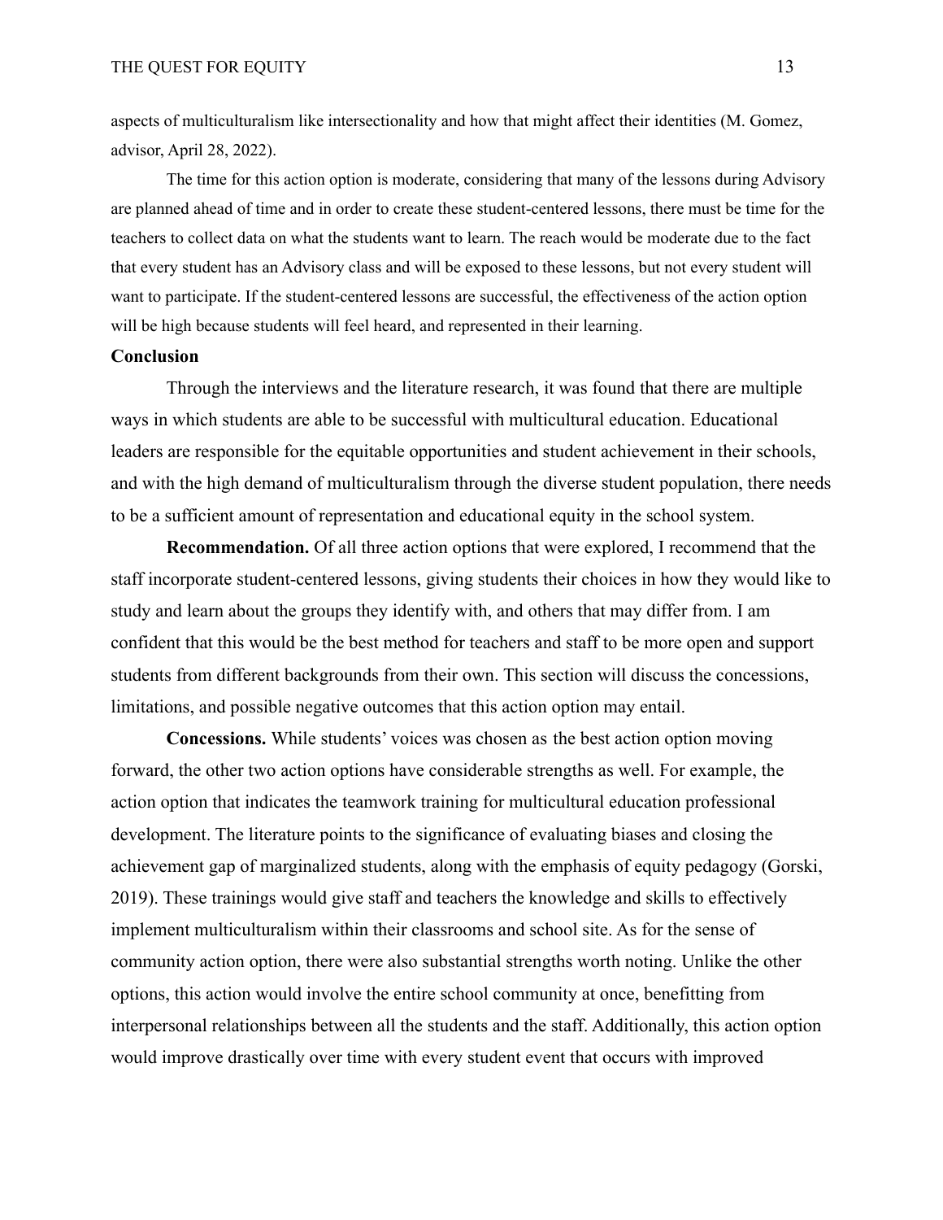aspects of multiculturalism like intersectionality and how that might affect their identities (M. Gomez, advisor, April 28, 2022).

The time for this action option is moderate, considering that many of the lessons during Advisory are planned ahead of time and in order to create these student-centered lessons, there must be time for the teachers to collect data on what the students want to learn. The reach would be moderate due to the fact that every student has an Advisory class and will be exposed to these lessons, but not every student will want to participate. If the student-centered lessons are successful, the effectiveness of the action option will be high because students will feel heard, and represented in their learning.

## Conclusion

Through the interviews and the literature research, it was found that there are multiple ways in which students are able to be successful with multicultural education. Educational leaders are responsible for the equitable opportunities and student achievement in their schools, and with the high demand of multiculturalism through the diverse student population, there needs to be a sufficient amount of representation and educational equity in the school system.

**Recommendation.** Of all three action options that were explored, I recommend that the staff incorporate student-centered lessons, giving students their choices in how they would like to study and learn about the groups they identify with, and others that may differ from. I am confident that this would be the best method for teachers and staff to be more open and support students from different backgrounds from their own. This section will discuss the concessions, limitations, and possible negative outcomes that this action option may entail.

**Concessions.** While students' voices was chosen as the best action option moving forward, the other two action options have considerable strengths as well. For example, the action option that indicates the teamwork training for multicultural education professional development. The literature points to the significance of evaluating biases and closing the achievement gap of marginalized students, along with the emphasis of equity pedagogy (Gorski, 2019). These trainings would give staff and teachers the knowledge and skills to effectively implement multiculturalism within their classrooms and school site. As for the sense of community action option, there were also substantial strengths worth noting. Unlike the other options, this action would involve the entire school community at once, benefitting from interpersonal relationships between all the students and the staff. Additionally, this action option would improve drastically over time with every student event that occurs with improved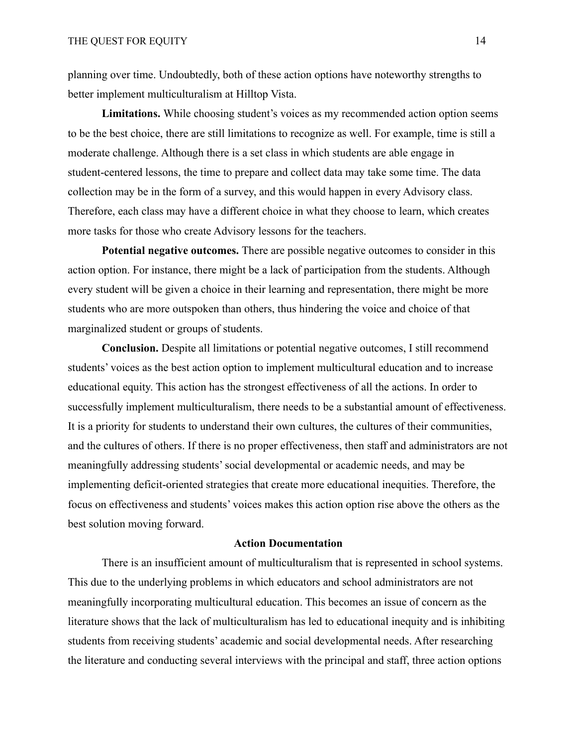planning over time. Undoubtedly, both of these action options have noteworthy strengths to better implement multiculturalism at Hilltop Vista.

**Limitations.** While choosing student's voices as my recommended action option seems to be the best choice, there are still limitations to recognize as well. For example, time is still a moderate challenge. Although there is a set class in which students are able engage in student-centered lessons, the time to prepare and collect data may take some time. The data collection may be in the form of a survey, and this would happen in every Advisory class. Therefore, each class may have a different choice in what they choose to learn, which creates more tasks for those who create Advisory lessons for the teachers.

**Potential negative outcomes.** There are possible negative outcomes to consider in this action option. For instance, there might be a lack of participation from the students. Although every student will be given a choice in their learning and representation, there might be more students who are more outspoken than others, thus hindering the voice and choice of that marginalized student or groups of students.

**Conclusion.** Despite all limitations or potential negative outcomes, I still recommend students' voices as the best action option to implement multicultural education and to increase educational equity. This action has the strongest effectiveness of all the actions. In order to successfully implement multiculturalism, there needs to be a substantial amount of effectiveness. It is a priority for students to understand their own cultures, the cultures of their communities, and the cultures of others. If there is no proper effectiveness, then staff and administrators are not meaningfully addressing students' social developmental or academic needs, and may be implementing deficit-oriented strategies that create more educational inequities. Therefore, the focus on effectiveness and students' voices makes this action option rise above the others as the best solution moving forward.

## Action Documentation

There is an insufficient amount of multiculturalism that is represented in school systems. This due to the underlying problems in which educators and school administrators are not meaningfully incorporating multicultural education. This becomes an issue of concern as the literature shows that the lack of multiculturalism has led to educational inequity and is inhibiting students from receiving students' academic and social developmental needs. After researching the literature and conducting several interviews with the principal and staff, three action options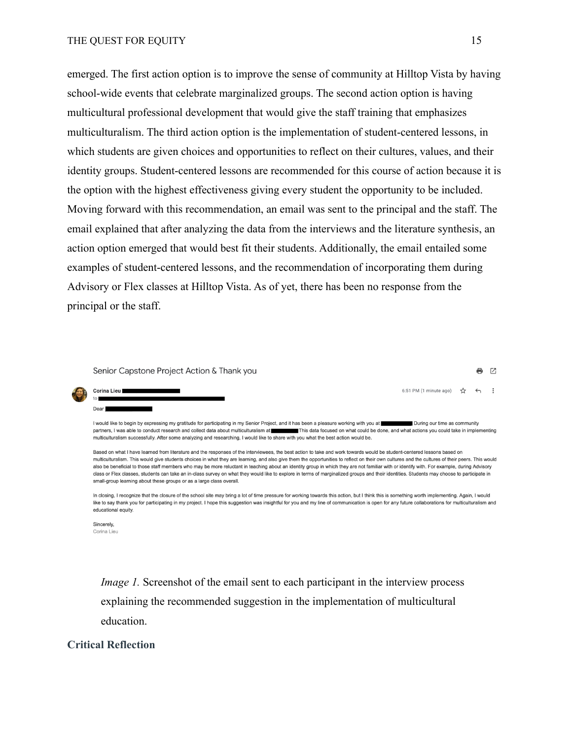emerged. The first action option is to improve the sense of community at Hilltop Vista by having school-wide events that celebrate marginalized groups. The second action option is having multicultural professional development that would give the staff training that emphasizes multiculturalism. The third action option is the implementation of student-centered lessons, in which students are given choices and opportunities to reflect on their cultures, values, and their identity groups. Student-centered lessons are recommended for this course of action because it is the option with the highest effectiveness giving every student the opportunity to be included. Moving forward with this recommendation, an email was sent to the principal and the staff. The email explained that after analyzing the data from the interviews and the literature synthesis, an action option emerged that would best fit their students. Additionally, the email entailed some examples of student-centered lessons, and the recommendation of incorporating them during Advisory or Flex classes at Hilltop Vista. As of yet, there has been no response from the principal or the staff.

Senior Capstone Project Action & Thank you

Corina Lieu

to

Dear

I would like to begin by expressing my gratitude for participating in my Senior Project, and it has been a pleasure working with you at During our time as community partners, I was able to conduct research and collect data about multiculturalism at This data focused on what could be done, and what actions you could take in implementing multiculturalism successfully. After some analyzing and researching, I would like to share with you what the best action would be.

Based on what I have learned from literature and the responses of the interviewees, the best action to take and work towards would be student-centered lessons based on multiculturalism. This would give students choices in what they are learning, and also give them the opportunities to reflect on their own cultures and the cultures of their peers. This would also be beneficial to those staff members who may be more reluctant in teaching about an identity group in which they are not familiar with or identify with. For example, during Advisory class or Flex classes, students can take an in-class survey on what they would like to explore in terms of marginalized groups and their identities. Students may choose to participate in small-group learning about these groups or as a large class overall.

In closing, I recognize that the closure of the school site may bring a lot of time pressure for working towards this action, but I think this is something worth implementing. Again, I would like to say thank you for participating in my project. I hope this suggestion was insightful for you and my line of communication is open for any future collaborations for multiculturalism and educational equity.

Sincerely,
Corina Lieu

*Image 1.* Screenshot of the email sent to each participant in the interview process explaining the recommended suggestion in the implementation of multicultural education.

## Critical Reflection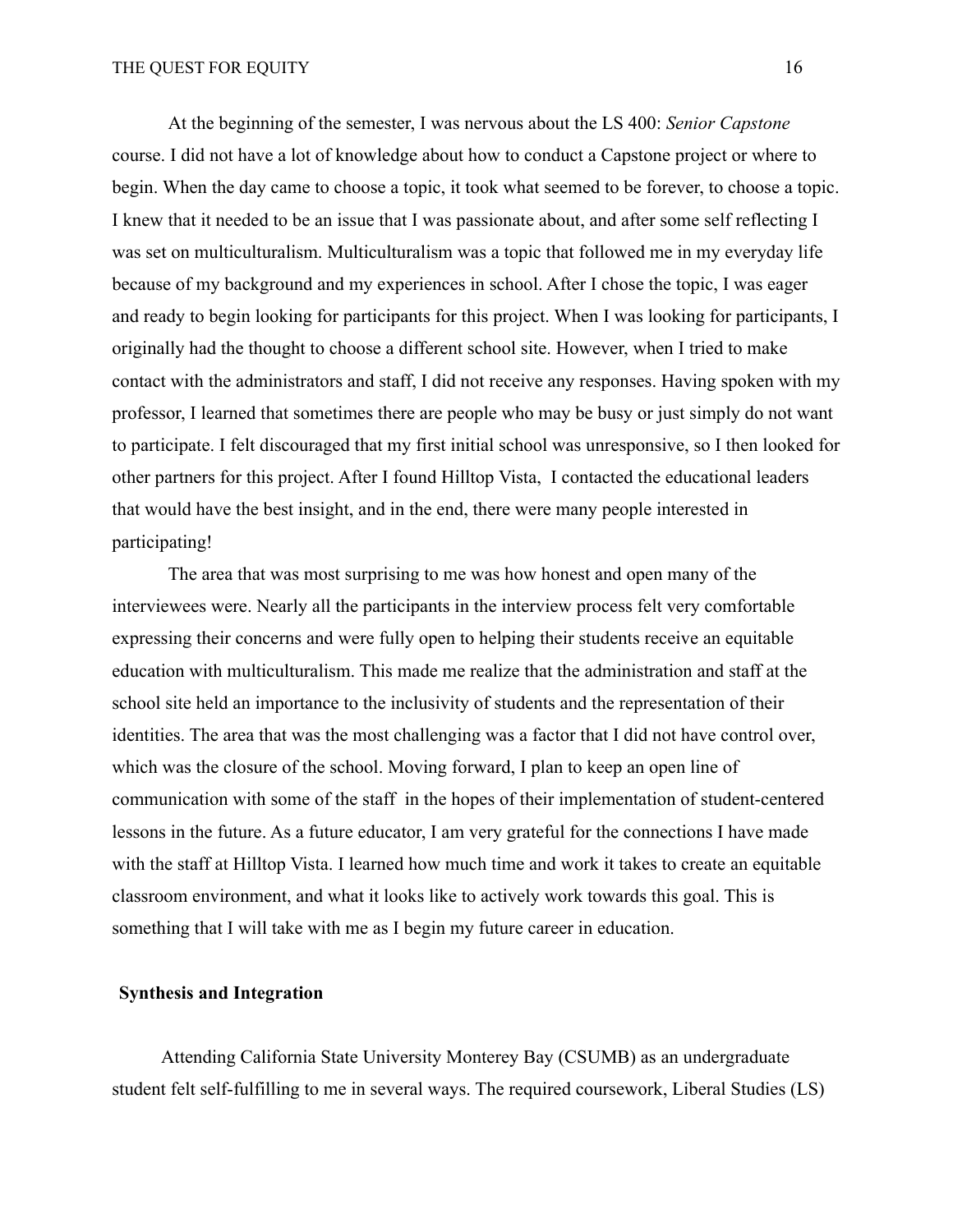At the beginning of the semester, I was nervous about the LS 400: *Senior Capstone* course. I did not have a lot of knowledge about how to conduct a Capstone project or where to begin. When the day came to choose a topic, it took what seemed to be forever, to choose a topic. I knew that it needed to be an issue that I was passionate about, and after some self reflecting I was set on multiculturalism. Multiculturalism was a topic that followed me in my everyday life because of my background and my experiences in school. After I chose the topic, I was eager and ready to begin looking for participants for this project. When I was looking for participants, I originally had the thought to choose a different school site. However, when I tried to make contact with the administrators and staff, I did not receive any responses. Having spoken with my professor, I learned that sometimes there are people who may be busy or just simply do not want to participate. I felt discouraged that my first initial school was unresponsive, so I then looked for other partners for this project. After I found Hilltop Vista, I contacted the educational leaders that would have the best insight, and in the end, there were many people interested in participating!

The area that was most surprising to me was how honest and open many of the interviewees were. Nearly all the participants in the interview process felt very comfortable expressing their concerns and were fully open to helping their students receive an equitable education with multiculturalism. This made me realize that the administration and staff at the school site held an importance to the inclusivity of students and the representation of their identities. The area that was the most challenging was a factor that I did not have control over, which was the closure of the school. Moving forward, I plan to keep an open line of communication with some of the staff in the hopes of their implementation of student-centered lessons in the future. As a future educator, I am very grateful for the connections I have made with the staff at Hilltop Vista. I learned how much time and work it takes to create an equitable classroom environment, and what it looks like to actively work towards this goal. This is something that I will take with me as I begin my future career in education.

**Synthesis and Integration**

Attending California State University Monterey Bay (CSUMB) as an undergraduate student felt self-fulfilling to me in several ways. The required coursework, Liberal Studies (LS)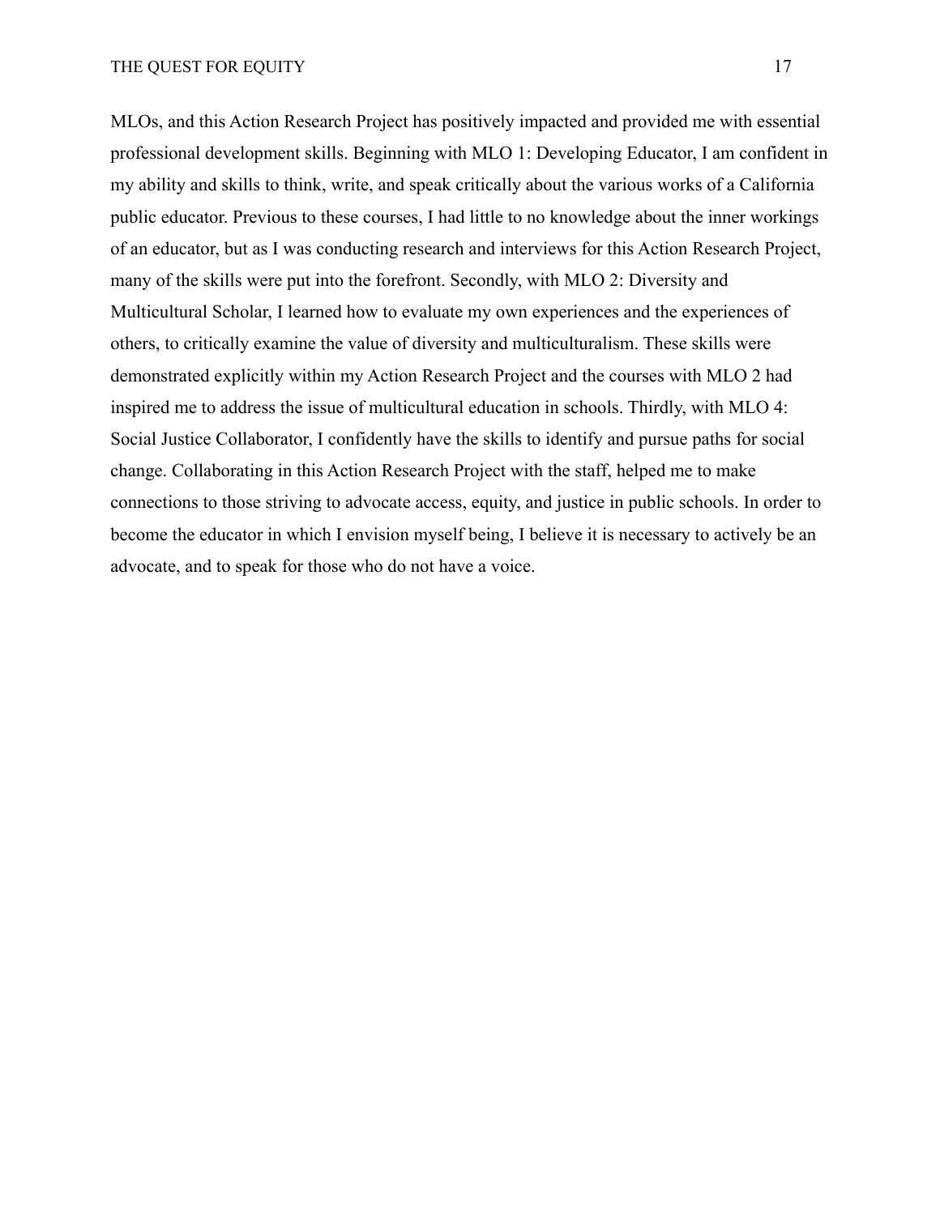MLOs, and this Action Research Project has positively impacted and provided me with essential professional development skills. Beginning with MLO 1: Developing Educator, I am confident in my ability and skills to think, write, and speak critically about the various works of a California public educator. Previous to these courses, I had little to no knowledge about the inner workings of an educator, but as I was conducting research and interviews for this Action Research Project, many of the skills were put into the forefront. Secondly, with MLO 2: Diversity and Multicultural Scholar, I learned how to evaluate my own experiences and the experiences of others, to critically examine the value of diversity and multiculturalism. These skills were demonstrated explicitly within my Action Research Project and the courses with MLO 2 had inspired me to address the issue of multicultural education in schools. Thirdly, with MLO 4: Social Justice Collaborator, I confidently have the skills to identify and pursue paths for social change. Collaborating in this Action Research Project with the staff, helped me to make connections to those striving to advocate access, equity, and justice in public schools. In order to become the educator in which I envision myself being, I believe it is necessary to actively be an advocate, and to speak for those who do not have a voice.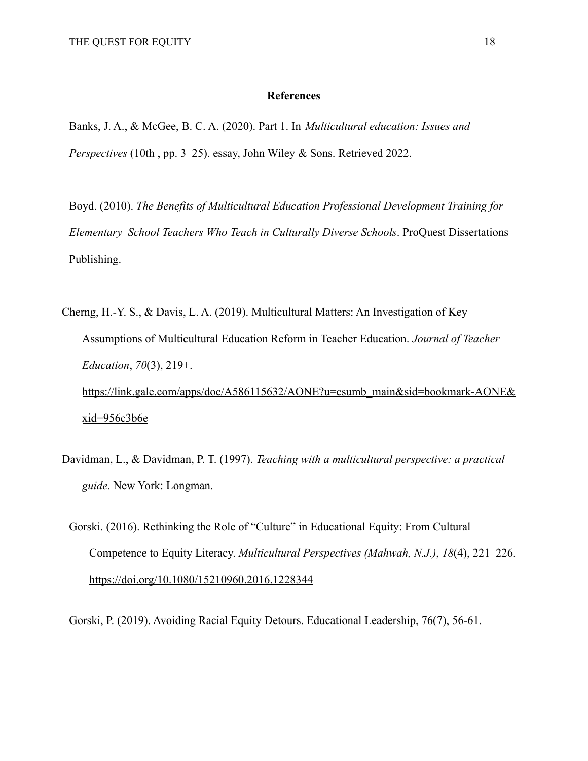## References

Banks, J. A., & McGee, B. C. A. (2020). Part 1. In *Multicultural education: Issues and Perspectives* (10th , pp. 3–25). essay, John Wiley & Sons. Retrieved 2022.

Boyd. (2010). *The Benefits of Multicultural Education Professional Development Training for Elementary School Teachers Who Teach in Culturally Diverse Schools*. ProQuest Dissertations Publishing.

Cherng, H.-Y. S., & Davis, L. A. (2019). Multicultural Matters: An Investigation of Key Assumptions of Multicultural Education Reform in Teacher Education. *Journal of Teacher Education*, *70*(3), 219+. https://link.gale.com/apps/doc/A586115632/AONE?u=csumb_main&sid=bookmark-AONE&xid=956c3b6e

Davidman, L., & Davidman, P. T. (1997). *Teaching with a multicultural perspective: a practical guide.* New York: Longman.

Gorski. (2016). Rethinking the Role of "Culture" in Educational Equity: From Cultural Competence to Equity Literacy. *Multicultural Perspectives (Mahwah, N.J.)*, *18*(4), 221–226. https://doi.org/10.1080/15210960.2016.1228344

Gorski, P. (2019). Avoiding Racial Equity Detours. Educational Leadership, 76(7), 56-61.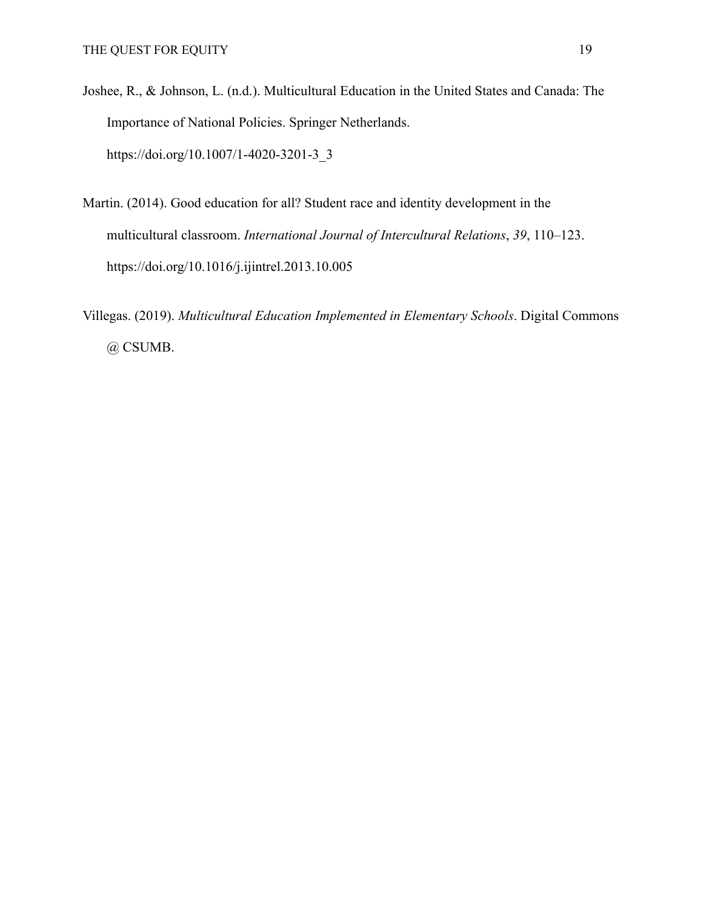Joshee, R., & Johnson, L. (n.d.). Multicultural Education in the United States and Canada: The Importance of National Policies. Springer Netherlands. https://doi.org/10.1007/1-4020-3201-3_3

Martin. (2014). Good education for all? Student race and identity development in the multicultural classroom. *International Journal of Intercultural Relations*, *39*, 110–123. https://doi.org/10.1016/j.ijintrel.2013.10.005

Villegas. (2019). *Multicultural Education Implemented in Elementary Schools*. Digital Commons @ CSUMB.